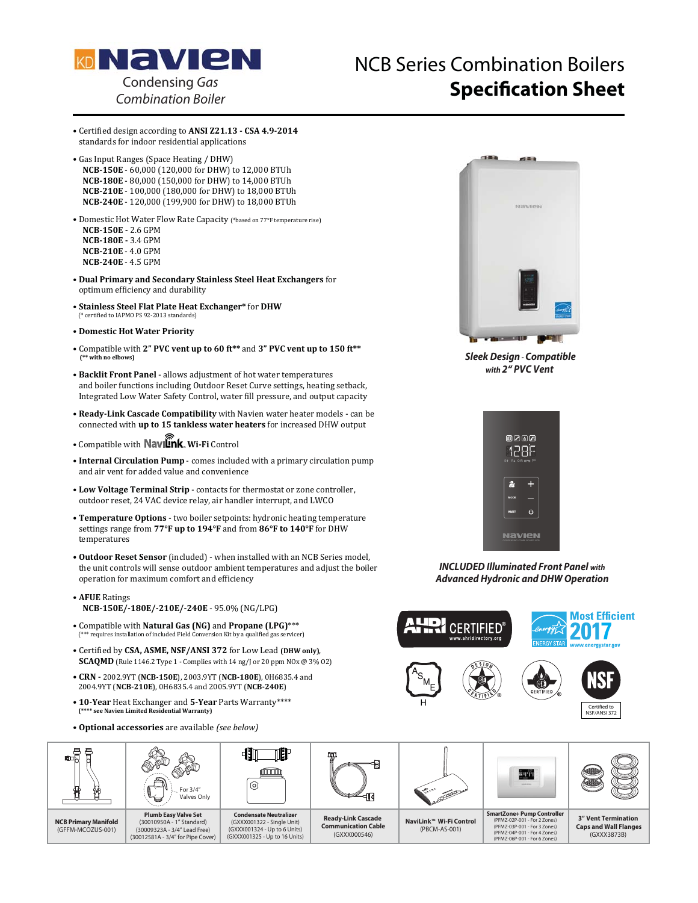# NCB Series Combination Boilers
# Specification Sheet

Navien — Condensing Gas Combination Boiler

- Certified design according to **ANSI Z21.13 - CSA 4.9-2014** standards for indoor residential applications
- Gas Input Ranges (Space Heating / DHW)
  - **NCB-150E** - 60,000 (120,000 for DHW) to 12,000 BTUh
  - **NCB-180E** - 80,000 (150,000 for DHW) to 14,000 BTUh
  - **NCB-210E** - 100,000 (180,000 for DHW) to 18,000 BTUh
  - **NCB-240E** - 120,000 (199,900 for DHW) to 18,000 BTUh
- Domestic Hot Water Flow Rate Capacity (*based on 77°F temperature rise)
  - **NCB-150E** - 2.6 GPM
  - **NCB-180E** - 3.4 GPM
  - **NCB-210E** - 4.0 GPM
  - **NCB-240E** - 4.5 GPM
- **Dual Primary and Secondary Stainless Steel Heat Exchangers** for optimum efficiency and durability
- **Stainless Steel Flat Plate Heat Exchanger*** for **DHW**
  (* certified to IAPMO PS 92-2013 standards)
- **Domestic Hot Water Priority**
- Compatible with **2" PVC vent up to 60 ft**** and **3" PVC vent up to 150 ft****
  **(** with no elbows)**
- **Backlit Front Panel** - allows adjustment of hot water temperatures and boiler functions including Outdoor Reset Curve settings, heating setback, Integrated Low Water Safety Control, water fill pressure, and output capacity
- **Ready-Link Cascade Compatibility** with Navien water heater models - can be connected with **up to 15 tankless water heaters** for increased DHW output
- Compatible with **NaviLink Wi-Fi** Control
- **Internal Circulation Pump** - comes included with a primary circulation pump and air vent for added value and convenience
- **Low Voltage Terminal Strip** - contacts for thermostat or zone controller, outdoor reset, 24 VAC device relay, air handler interrupt, and LWCO
- **Temperature Options** - two boiler setpoints: hydronic heating temperature settings range from **77°F up to 194°F** and from **86°F to 140°F** for DHW temperatures
- **Outdoor Reset Sensor** (included) - when installed with an NCB Series model, the unit controls will sense outdoor ambient temperatures and adjust the boiler operation for maximum comfort and efficiency
- **AFUE** Ratings
  - **NCB-150E/-180E/-210E/-240E** - 95.0% (NG/LPG)
- Compatible with **Natural Gas (NG)** and **Propane (LPG)*****
  (*** requires installation of included Field Conversion Kit by a qualified gas servicer)
- Certified by **CSA, ASME, NSF/ANSI 372** for Low Lead **(DHW only)**, **SCAQMD** (Rule 1146.2 Type 1 - Complies with 14 ng/J or 20 ppm NOx @ 3% O2)
- **CRN -** 2002.9YT (**NCB-150E**), 2003.9YT (**NCB-180E**), 0H6835.4 and 2004.9YT (**NCB-210E**), 0H6835.4 and 2005.9YT (**NCB-240E**)
- **10-Year** Heat Exchanger and **5-Year** Parts Warranty****
  **(**** see Navien Limited Residential Warranty)**
- **Optional accessories** are available *(see below)*

***Sleek Design - Compatible with 2" PVC Vent***

***INCLUDED Illuminated Front Panel with Advanced Hydronic and DHW Operation***

AHRI CERTIFIED® www.ahridirectory.org — ENERGY STAR Most Efficient 2017 www.energystar.gov — ASME H — Design Certified — CSA Certified — NSF Certified to NSF/ANSI 372

| NCB Primary Manifold (GFFM-MCOZUS-001) | Plumb Easy Valve Set (30010950A - 1" Standard) (30009323A - 3/4" Lead Free) (30012581A - 3/4" for Pipe Cover) | Condensate Neutralizer (GXXX001322 - Single Unit) (GXXX001324 - Up to 6 Units) (GXXX001325 - Up to 16 Units) | Ready-Link Cascade Communication Cable (GXXX000546) | NaviLink™ Wi-Fi Control (PBCM-AS-001) | SmartZone+ Pump Controller (PFMZ-02P-001 - For 2 Zones) (PFMZ-03P-001 - For 3 Zones) (PFMZ-04P-001 - For 4 Zones) (PFMZ-06P-001 - For 6 Zones) | 3" Vent Termination Caps and Wall Flanges (GXXX3873B) |
|---|---|---|---|---|---|---|

For 3/4" Valves Only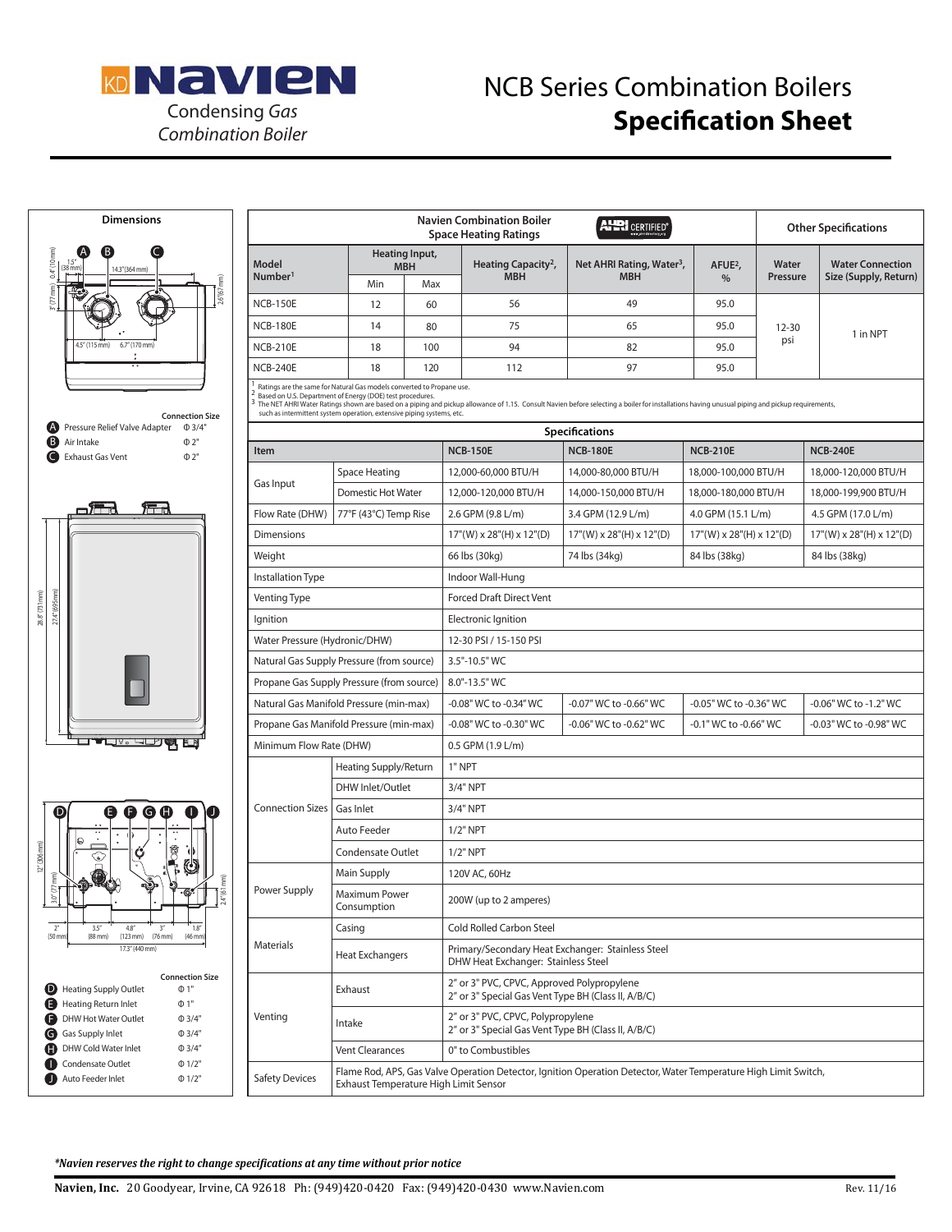# NCB Series Combination Boilers
# Specification Sheet

Condensing Gas Combination Boiler

## Dimensions

| | | Connection Size |
|---|---|---|
| A | Pressure Relief Valve Adapter | Φ 3/4" |
| B | Air Intake | Φ 2" |
| C | Exhaust Gas Vent | Φ 2" |

| | | Connection Size |
|---|---|---|
| D | Heating Supply Outlet | Φ 1" |
| E | Heating Return Inlet | Φ 1" |
| F | DHW Hot Water Outlet | Φ 3/4" |
| G | Gas Supply Inlet | Φ 3/4" |
| H | DHW Cold Water Inlet | Φ 3/4" |
| I | Condensate Outlet | Φ 1/2" |
| J | Auto Feeder Inlet | Φ 1/2" |

## Navien Combination Boiler Space Heating Ratings (AHRI Certified) / Other Specifications

| Model Number[1] | Heating Input, MBH | | Heating Capacity[2], MBH | Net AHRI Rating, Water[3], MBH | AFUE[2], % | Water Pressure | Water Connection Size (Supply, Return) |
|---|---|---|---|---|---|---|---|
| | Min | Max | | | | | |
| NCB-150E | 12 | 60 | 56 | 49 | 95.0 | 12-30 psi | 1 in NPT |
| NCB-180E | 14 | 80 | 75 | 65 | 95.0 | | |
| NCB-210E | 18 | 100 | 94 | 82 | 95.0 | | |
| NCB-240E | 18 | 120 | 112 | 97 | 95.0 | | |

[1] Ratings are the same for Natural Gas models converted to Propane use.
[2] Based on U.S. Department of Energy (DOE) test procedures.
[3] The NET AHRI Water Ratings shown are based on a piping and pickup allowance of 1.15. Consult Navien before selecting a boiler for installations having unusual piping and pickup requirements, such as intermittent system operation, extensive piping systems, etc.

## Specifications

| Item | | NCB-150E | NCB-180E | NCB-210E | NCB-240E |
|---|---|---|---|---|---|
| Gas Input | Space Heating | 12,000-60,000 BTU/H | 14,000-80,000 BTU/H | 18,000-100,000 BTU/H | 18,000-120,000 BTU/H |
| | Domestic Hot Water | 12,000-120,000 BTU/H | 14,000-150,000 BTU/H | 18,000-180,000 BTU/H | 18,000-199,900 BTU/H |
| Flow Rate (DHW) | 77°F (43°C) Temp Rise | 2.6 GPM (9.8 L/m) | 3.4 GPM (12.9 L/m) | 4.0 GPM (15.1 L/m) | 4.5 GPM (17.0 L/m) |
| Dimensions | | 17"(W) x 28"(H) x 12"(D) | 17"(W) x 28"(H) x 12"(D) | 17"(W) x 28"(H) x 12"(D) | 17"(W) x 28"(H) x 12"(D) |
| Weight | | 66 lbs (30kg) | 74 lbs (34kg) | 84 lbs (38kg) | 84 lbs (38kg) |
| Installation Type | | Indoor Wall-Hung | | | |
| Venting Type | | Forced Draft Direct Vent | | | |
| Ignition | | Electronic Ignition | | | |
| Water Pressure (Hydronic/DHW) | | 12-30 PSI / 15-150 PSI | | | |
| Natural Gas Supply Pressure (from source) | | 3.5"-10.5" WC | | | |
| Propane Gas Supply Pressure (from source) | | 8.0"-13.5" WC | | | |
| Natural Gas Manifold Pressure (min-max) | | -0.08" WC to -0.34" WC | -0.07" WC to -0.66" WC | -0.05" WC to -0.36" WC | -0.06" WC to -1.2" WC |
| Propane Gas Manifold Pressure (min-max) | | -0.08" WC to -0.30" WC | -0.06" WC to -0.62" WC | -0.1" WC to -0.66" WC | -0.03" WC to -0.98" WC |
| Minimum Flow Rate (DHW) | | 0.5 GPM (1.9 L/m) | | | |
| Connection Sizes | Heating Supply/Return | 1" NPT | | | |
| | DHW Inlet/Outlet | 3/4" NPT | | | |
| | Gas Inlet | 3/4" NPT | | | |
| | Auto Feeder | 1/2" NPT | | | |
| | Condensate Outlet | 1/2" NPT | | | |
| Power Supply | Main Supply | 120V AC, 60Hz | | | |
| | Maximum Power Consumption | 200W (up to 2 amperes) | | | |
| Materials | Casing | Cold Rolled Carbon Steel | | | |
| | Heat Exchangers | Primary/Secondary Heat Exchanger: Stainless Steel<br>DHW Heat Exchanger: Stainless Steel | | | |
| Venting | Exhaust | 2" or 3" PVC, CPVC, Approved Polypropylene<br>2" or 3" Special Gas Vent Type BH (Class II, A/B/C) | | | |
| | Intake | 2" or 3" PVC, CPVC, Polypropylene<br>2" or 3" Special Gas Vent Type BH (Class II, A/B/C) | | | |
| | Vent Clearances | 0" to Combustibles | | | |
| Safety Devices | | Flame Rod, APS, Gas Valve Operation Detector, Ignition Operation Detector, Water Temperature High Limit Switch, Exhaust Temperature High Limit Sensor | | | |

***Navien reserves the right to change specifications at any time without prior notice**

**Navien, Inc.** 20 Goodyear, Irvine, CA 92618 Ph: (949)420-0420 Fax: (949)420-0430 www.Navien.com

Rev. 11/16